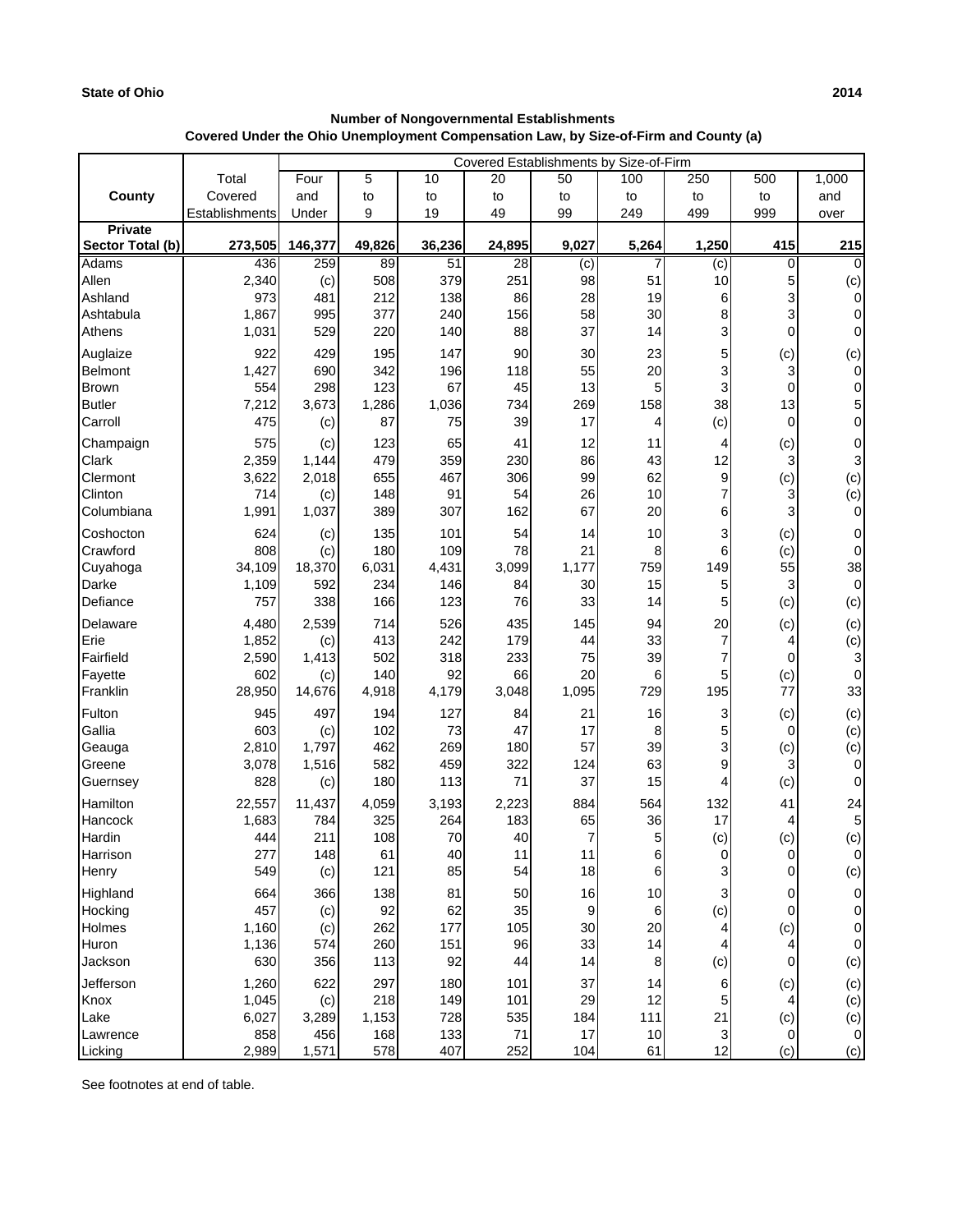State of Ohio 2014

**Number of Nongovernmental Establishments**
**Covered Under the Ohio Unemployment Compensation Law, by Size-of-Firm and County (a)**

| County | Total Covered Establishments | Covered Establishments by Size-of-Firm | | | | | | | | |
|---|---|---|---|---|---|---|---|---|---|---|
| | | Four and Under | 5 to 9 | 10 to 19 | 20 to 49 | 50 to 99 | 100 to 249 | 250 to 499 | 500 to 999 | 1,000 and over |
| **Private Sector Total (b)** | **273,505** | **146,377** | **49,826** | **36,236** | **24,895** | **9,027** | **5,264** | **1,250** | **415** | **215** |
| Adams | 436 | 259 | 89 | 51 | 28 | (c) | 7 | (c) | 0 | 0 |
| Allen | 2,340 | (c) | 508 | 379 | 251 | 98 | 51 | 10 | 5 | (c) |
| Ashland | 973 | 481 | 212 | 138 | 86 | 28 | 19 | 6 | 3 | 0 |
| Ashtabula | 1,867 | 995 | 377 | 240 | 156 | 58 | 30 | 8 | 3 | 0 |
| Athens | 1,031 | 529 | 220 | 140 | 88 | 37 | 14 | 3 | 0 | 0 |
| Auglaize | 922 | 429 | 195 | 147 | 90 | 30 | 23 | 5 | (c) | (c) |
| Belmont | 1,427 | 690 | 342 | 196 | 118 | 55 | 20 | 3 | 3 | 0 |
| Brown | 554 | 298 | 123 | 67 | 45 | 13 | 5 | 3 | 0 | 0 |
| Butler | 7,212 | 3,673 | 1,286 | 1,036 | 734 | 269 | 158 | 38 | 13 | 5 |
| Carroll | 475 | (c) | 87 | 75 | 39 | 17 | 4 | (c) | 0 | 0 |
| Champaign | 575 | (c) | 123 | 65 | 41 | 12 | 11 | 4 | (c) | 0 |
| Clark | 2,359 | 1,144 | 479 | 359 | 230 | 86 | 43 | 12 | 3 | 3 |
| Clermont | 3,622 | 2,018 | 655 | 467 | 306 | 99 | 62 | 9 | (c) | (c) |
| Clinton | 714 | (c) | 148 | 91 | 54 | 26 | 10 | 7 | 3 | (c) |
| Columbiana | 1,991 | 1,037 | 389 | 307 | 162 | 67 | 20 | 6 | 3 | 0 |
| Coshocton | 624 | (c) | 135 | 101 | 54 | 14 | 10 | 3 | (c) | 0 |
| Crawford | 808 | (c) | 180 | 109 | 78 | 21 | 8 | 6 | (c) | 0 |
| Cuyahoga | 34,109 | 18,370 | 6,031 | 4,431 | 3,099 | 1,177 | 759 | 149 | 55 | 38 |
| Darke | 1,109 | 592 | 234 | 146 | 84 | 30 | 15 | 5 | 3 | 0 |
| Defiance | 757 | 338 | 166 | 123 | 76 | 33 | 14 | 5 | (c) | (c) |
| Delaware | 4,480 | 2,539 | 714 | 526 | 435 | 145 | 94 | 20 | (c) | (c) |
| Erie | 1,852 | (c) | 413 | 242 | 179 | 44 | 33 | 7 | 4 | (c) |
| Fairfield | 2,590 | 1,413 | 502 | 318 | 233 | 75 | 39 | 7 | 0 | 3 |
| Fayette | 602 | (c) | 140 | 92 | 66 | 20 | 6 | 5 | (c) | 0 |
| Franklin | 28,950 | 14,676 | 4,918 | 4,179 | 3,048 | 1,095 | 729 | 195 | 77 | 33 |
| Fulton | 945 | 497 | 194 | 127 | 84 | 21 | 16 | 3 | (c) | (c) |
| Gallia | 603 | (c) | 102 | 73 | 47 | 17 | 8 | 5 | 0 | (c) |
| Geauga | 2,810 | 1,797 | 462 | 269 | 180 | 57 | 39 | 3 | (c) | (c) |
| Greene | 3,078 | 1,516 | 582 | 459 | 322 | 124 | 63 | 9 | 3 | 0 |
| Guernsey | 828 | (c) | 180 | 113 | 71 | 37 | 15 | 4 | (c) | 0 |
| Hamilton | 22,557 | 11,437 | 4,059 | 3,193 | 2,223 | 884 | 564 | 132 | 41 | 24 |
| Hancock | 1,683 | 784 | 325 | 264 | 183 | 65 | 36 | 17 | 4 | 5 |
| Hardin | 444 | 211 | 108 | 70 | 40 | 7 | 5 | (c) | (c) | (c) |
| Harrison | 277 | 148 | 61 | 40 | 11 | 11 | 6 | 0 | 0 | 0 |
| Henry | 549 | (c) | 121 | 85 | 54 | 18 | 6 | 3 | 0 | (c) |
| Highland | 664 | 366 | 138 | 81 | 50 | 16 | 10 | 3 | 0 | 0 |
| Hocking | 457 | (c) | 92 | 62 | 35 | 9 | 6 | (c) | 0 | 0 |
| Holmes | 1,160 | (c) | 262 | 177 | 105 | 30 | 20 | 4 | (c) | 0 |
| Huron | 1,136 | 574 | 260 | 151 | 96 | 33 | 14 | 4 | 4 | 0 |
| Jackson | 630 | 356 | 113 | 92 | 44 | 14 | 8 | (c) | 0 | (c) |
| Jefferson | 1,260 | 622 | 297 | 180 | 101 | 37 | 14 | 6 | (c) | (c) |
| Knox | 1,045 | (c) | 218 | 149 | 101 | 29 | 12 | 5 | 4 | (c) |
| Lake | 6,027 | 3,289 | 1,153 | 728 | 535 | 184 | 111 | 21 | (c) | (c) |
| Lawrence | 858 | 456 | 168 | 133 | 71 | 17 | 10 | 3 | 0 | 0 |
| Licking | 2,989 | 1,571 | 578 | 407 | 252 | 104 | 61 | 12 | (c) | (c) |

See footnotes at end of table.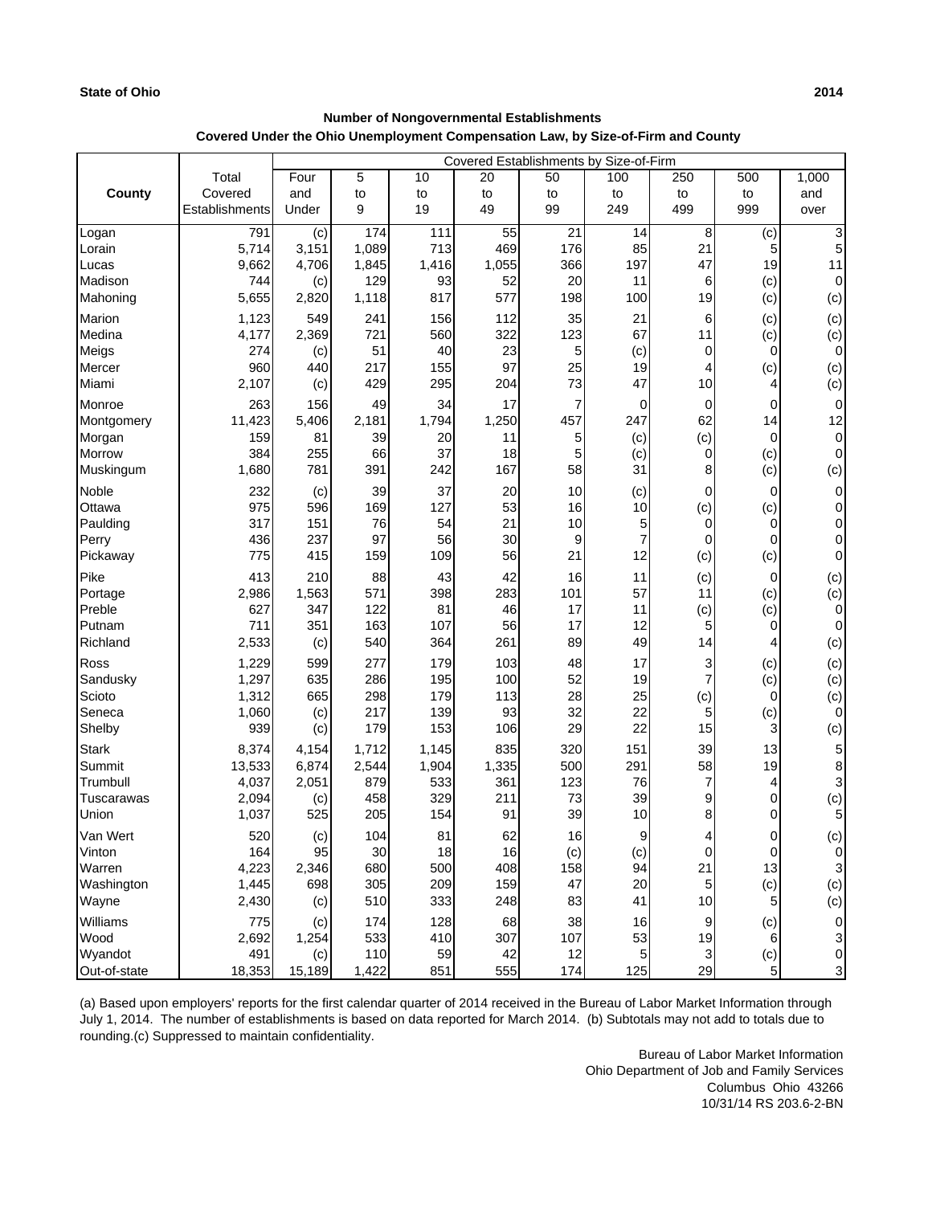**State of Ohio** **2014**

**Number of Nongovernmental Establishments**
**Covered Under the Ohio Unemployment Compensation Law, by Size-of-Firm and County**

| County | Total Covered Establishments | Covered Establishments by Size-of-Firm | | | | | | | | |
|---|---|---|---|---|---|---|---|---|---|---|
| | | Four and Under | 5 to 9 | 10 to 19 | 20 to 49 | 50 to 99 | 100 to 249 | 250 to 499 | 500 to 999 | 1,000 and over |
| Logan | 791 | (c) | 174 | 111 | 55 | 21 | 14 | 8 | (c) | 3 |
| Lorain | 5,714 | 3,151 | 1,089 | 713 | 469 | 176 | 85 | 21 | 5 | 5 |
| Lucas | 9,662 | 4,706 | 1,845 | 1,416 | 1,055 | 366 | 197 | 47 | 19 | 11 |
| Madison | 744 | (c) | 129 | 93 | 52 | 20 | 11 | 6 | (c) | 0 |
| Mahoning | 5,655 | 2,820 | 1,118 | 817 | 577 | 198 | 100 | 19 | (c) | (c) |
| Marion | 1,123 | 549 | 241 | 156 | 112 | 35 | 21 | 6 | (c) | (c) |
| Medina | 4,177 | 2,369 | 721 | 560 | 322 | 123 | 67 | 11 | (c) | (c) |
| Meigs | 274 | (c) | 51 | 40 | 23 | 5 | (c) | 0 | 0 | 0 |
| Mercer | 960 | 440 | 217 | 155 | 97 | 25 | 19 | 4 | (c) | (c) |
| Miami | 2,107 | (c) | 429 | 295 | 204 | 73 | 47 | 10 | 4 | (c) |
| Monroe | 263 | 156 | 49 | 34 | 17 | 7 | 0 | 0 | 0 | 0 |
| Montgomery | 11,423 | 5,406 | 2,181 | 1,794 | 1,250 | 457 | 247 | 62 | 14 | 12 |
| Morgan | 159 | 81 | 39 | 20 | 11 | 5 | (c) | (c) | 0 | 0 |
| Morrow | 384 | 255 | 66 | 37 | 18 | 5 | (c) | 0 | (c) | 0 |
| Muskingum | 1,680 | 781 | 391 | 242 | 167 | 58 | 31 | 8 | (c) | (c) |
| Noble | 232 | (c) | 39 | 37 | 20 | 10 | (c) | 0 | 0 | 0 |
| Ottawa | 975 | 596 | 169 | 127 | 53 | 16 | 10 | (c) | (c) | 0 |
| Paulding | 317 | 151 | 76 | 54 | 21 | 10 | 5 | 0 | 0 | 0 |
| Perry | 436 | 237 | 97 | 56 | 30 | 9 | 7 | 0 | 0 | 0 |
| Pickaway | 775 | 415 | 159 | 109 | 56 | 21 | 12 | (c) | (c) | 0 |
| Pike | 413 | 210 | 88 | 43 | 42 | 16 | 11 | (c) | 0 | (c) |
| Portage | 2,986 | 1,563 | 571 | 398 | 283 | 101 | 57 | 11 | (c) | (c) |
| Preble | 627 | 347 | 122 | 81 | 46 | 17 | 11 | (c) | (c) | 0 |
| Putnam | 711 | 351 | 163 | 107 | 56 | 17 | 12 | 5 | 0 | 0 |
| Richland | 2,533 | (c) | 540 | 364 | 261 | 89 | 49 | 14 | 4 | (c) |
| Ross | 1,229 | 599 | 277 | 179 | 103 | 48 | 17 | 3 | (c) | (c) |
| Sandusky | 1,297 | 635 | 286 | 195 | 100 | 52 | 19 | 7 | (c) | (c) |
| Scioto | 1,312 | 665 | 298 | 179 | 113 | 28 | 25 | (c) | 0 | (c) |
| Seneca | 1,060 | (c) | 217 | 139 | 93 | 32 | 22 | 5 | (c) | 0 |
| Shelby | 939 | (c) | 179 | 153 | 106 | 29 | 22 | 15 | 3 | (c) |
| Stark | 8,374 | 4,154 | 1,712 | 1,145 | 835 | 320 | 151 | 39 | 13 | 5 |
| Summit | 13,533 | 6,874 | 2,544 | 1,904 | 1,335 | 500 | 291 | 58 | 19 | 8 |
| Trumbull | 4,037 | 2,051 | 879 | 533 | 361 | 123 | 76 | 7 | 4 | 3 |
| Tuscarawas | 2,094 | (c) | 458 | 329 | 211 | 73 | 39 | 9 | 0 | (c) |
| Union | 1,037 | 525 | 205 | 154 | 91 | 39 | 10 | 8 | 0 | 5 |
| Van Wert | 520 | (c) | 104 | 81 | 62 | 16 | 9 | 4 | 0 | (c) |
| Vinton | 164 | 95 | 30 | 18 | 16 | (c) | (c) | 0 | 0 | 0 |
| Warren | 4,223 | 2,346 | 680 | 500 | 408 | 158 | 94 | 21 | 13 | 3 |
| Washington | 1,445 | 698 | 305 | 209 | 159 | 47 | 20 | 5 | (c) | (c) |
| Wayne | 2,430 | (c) | 510 | 333 | 248 | 83 | 41 | 10 | 5 | (c) |
| Williams | 775 | (c) | 174 | 128 | 68 | 38 | 16 | 9 | (c) | 0 |
| Wood | 2,692 | 1,254 | 533 | 410 | 307 | 107 | 53 | 19 | 6 | 3 |
| Wyandot | 491 | (c) | 110 | 59 | 42 | 12 | 5 | 3 | (c) | 0 |
| Out-of-state | 18,353 | 15,189 | 1,422 | 851 | 555 | 174 | 125 | 29 | 5 | 3 |

(a) Based upon employers' reports for the first calendar quarter of 2014 received in the Bureau of Labor Market Information through July 1, 2014. The number of establishments is based on data reported for March 2014. (b) Subtotals may not add to totals due to rounding.(c) Suppressed to maintain confidentiality.

Bureau of Labor Market Information
Ohio Department of Job and Family Services
Columbus Ohio 43266
10/31/14 RS 203.6-2-BN